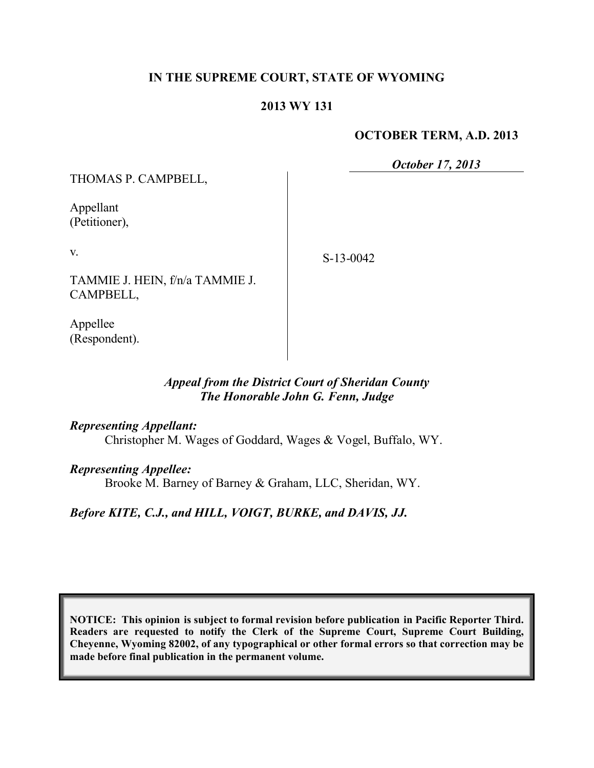**IN THE SUPREME COURT, STATE OF WYOMING**

**2013 WY 131**

**OCTOBER TERM, A.D. 2013**

***October 17, 2013***

THOMAS P. CAMPBELL,

Appellant
(Petitioner),

v.

TAMMIE J. HEIN, f/n/a TAMMIE J. CAMPBELL,

Appellee
(Respondent).

S-13-0042

*Appeal from the District Court of Sheridan County*
*The Honorable John G. Fenn, Judge*

***Representing Appellant:***
Christopher M. Wages of Goddard, Wages & Vogel, Buffalo, WY.

***Representing Appellee:***
Brooke M. Barney of Barney & Graham, LLC, Sheridan, WY.

***Before KITE, C.J., and HILL, VOIGT, BURKE, and DAVIS, JJ.***

**NOTICE: This opinion is subject to formal revision before publication in Pacific Reporter Third. Readers are requested to notify the Clerk of the Supreme Court, Supreme Court Building, Cheyenne, Wyoming 82002, of any typographical or other formal errors so that correction may be made before final publication in the permanent volume.**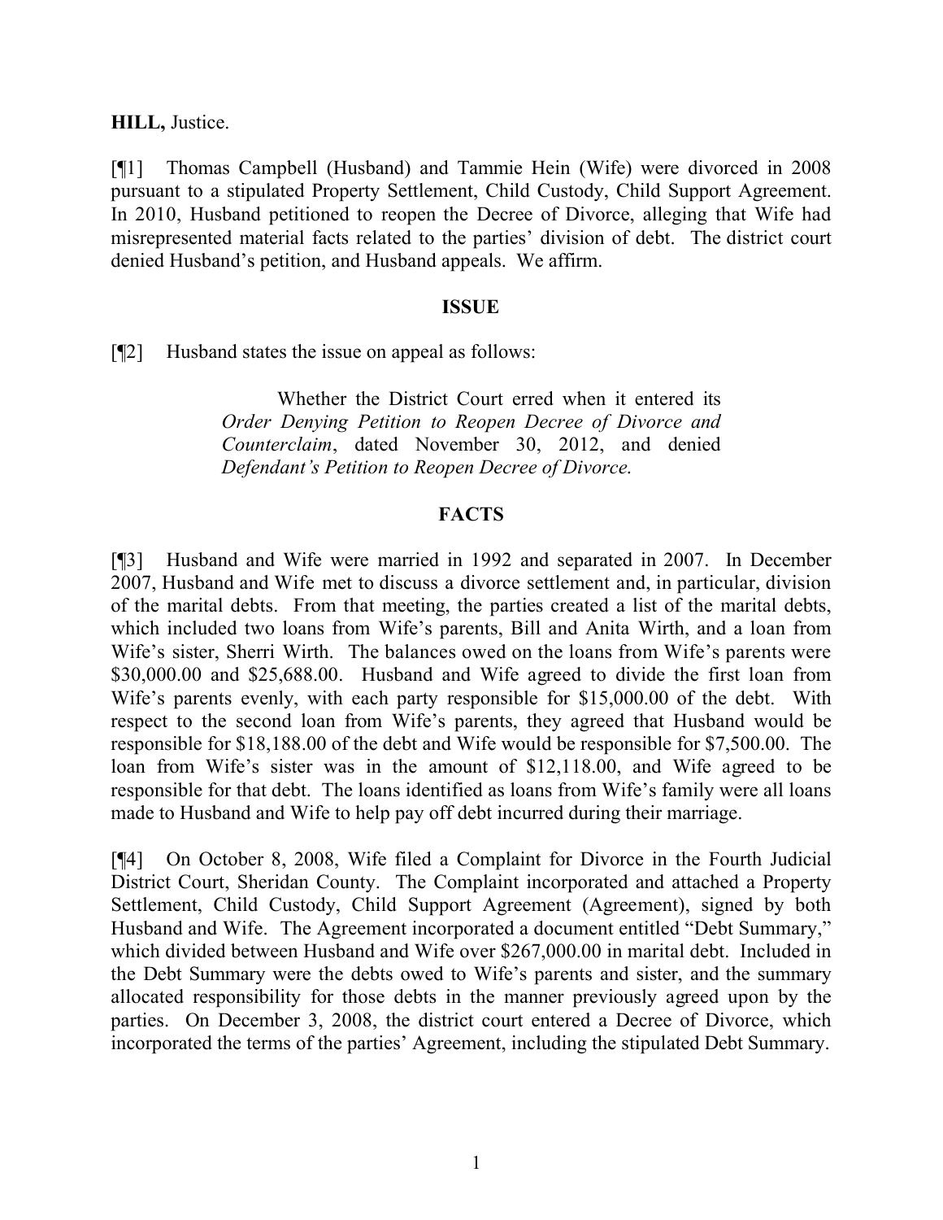**HILL,** Justice.

[¶1] Thomas Campbell (Husband) and Tammie Hein (Wife) were divorced in 2008 pursuant to a stipulated Property Settlement, Child Custody, Child Support Agreement. In 2010, Husband petitioned to reopen the Decree of Divorce, alleging that Wife had misrepresented material facts related to the parties' division of debt. The district court denied Husband's petition, and Husband appeals. We affirm.

## ISSUE

[¶2] Husband states the issue on appeal as follows:

> Whether the District Court erred when it entered its *Order Denying Petition to Reopen Decree of Divorce and Counterclaim*, dated November 30, 2012, and denied *Defendant's Petition to Reopen Decree of Divorce.*

## FACTS

[¶3] Husband and Wife were married in 1992 and separated in 2007. In December 2007, Husband and Wife met to discuss a divorce settlement and, in particular, division of the marital debts. From that meeting, the parties created a list of the marital debts, which included two loans from Wife's parents, Bill and Anita Wirth, and a loan from Wife's sister, Sherri Wirth. The balances owed on the loans from Wife's parents were $30,000.00 and $25,688.00. Husband and Wife agreed to divide the first loan from Wife's parents evenly, with each party responsible for $15,000.00 of the debt. With respect to the second loan from Wife's parents, they agreed that Husband would be responsible for $18,188.00 of the debt and Wife would be responsible for $7,500.00. The loan from Wife's sister was in the amount of $12,118.00, and Wife agreed to be responsible for that debt. The loans identified as loans from Wife's family were all loans made to Husband and Wife to help pay off debt incurred during their marriage.

[¶4] On October 8, 2008, Wife filed a Complaint for Divorce in the Fourth Judicial District Court, Sheridan County. The Complaint incorporated and attached a Property Settlement, Child Custody, Child Support Agreement (Agreement), signed by both Husband and Wife. The Agreement incorporated a document entitled "Debt Summary," which divided between Husband and Wife over $267,000.00 in marital debt. Included in the Debt Summary were the debts owed to Wife's parents and sister, and the summary allocated responsibility for those debts in the manner previously agreed upon by the parties. On December 3, 2008, the district court entered a Decree of Divorce, which incorporated the terms of the parties' Agreement, including the stipulated Debt Summary.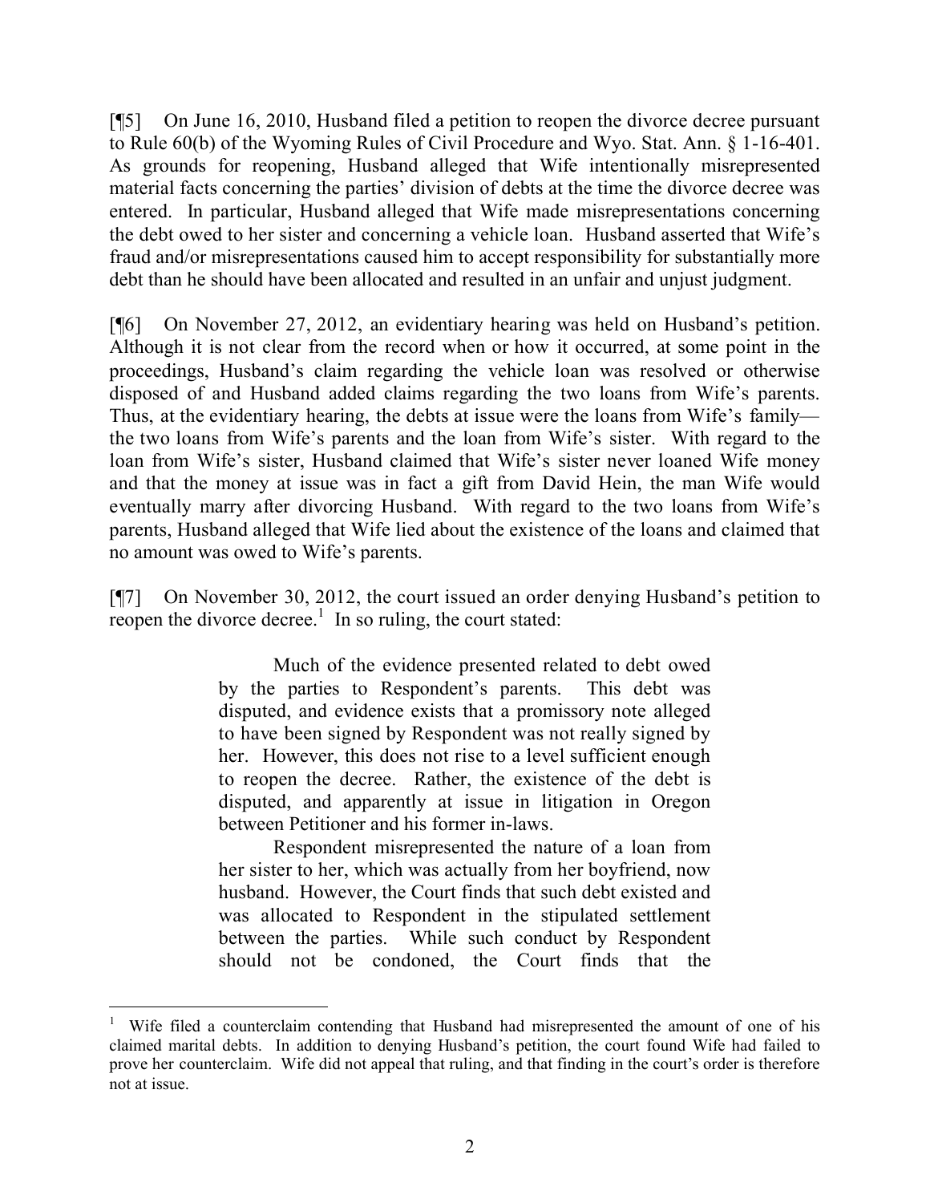[¶5] On June 16, 2010, Husband filed a petition to reopen the divorce decree pursuant to Rule 60(b) of the Wyoming Rules of Civil Procedure and Wyo. Stat. Ann. § 1-16-401. As grounds for reopening, Husband alleged that Wife intentionally misrepresented material facts concerning the parties' division of debts at the time the divorce decree was entered. In particular, Husband alleged that Wife made misrepresentations concerning the debt owed to her sister and concerning a vehicle loan. Husband asserted that Wife's fraud and/or misrepresentations caused him to accept responsibility for substantially more debt than he should have been allocated and resulted in an unfair and unjust judgment.

[¶6] On November 27, 2012, an evidentiary hearing was held on Husband's petition. Although it is not clear from the record when or how it occurred, at some point in the proceedings, Husband's claim regarding the vehicle loan was resolved or otherwise disposed of and Husband added claims regarding the two loans from Wife's parents. Thus, at the evidentiary hearing, the debts at issue were the loans from Wife's family—the two loans from Wife's parents and the loan from Wife's sister. With regard to the loan from Wife's sister, Husband claimed that Wife's sister never loaned Wife money and that the money at issue was in fact a gift from David Hein, the man Wife would eventually marry after divorcing Husband. With regard to the two loans from Wife's parents, Husband alleged that Wife lied about the existence of the loans and claimed that no amount was owed to Wife's parents.

[¶7] On November 30, 2012, the court issued an order denying Husband's petition to reopen the divorce decree.[1] In so ruling, the court stated:

> Much of the evidence presented related to debt owed by the parties to Respondent's parents. This debt was disputed, and evidence exists that a promissory note alleged to have been signed by Respondent was not really signed by her. However, this does not rise to a level sufficient enough to reopen the decree. Rather, the existence of the debt is disputed, and apparently at issue in litigation in Oregon between Petitioner and his former in-laws.
>
> Respondent misrepresented the nature of a loan from her sister to her, which was actually from her boyfriend, now husband. However, the Court finds that such debt existed and was allocated to Respondent in the stipulated settlement between the parties. While such conduct by Respondent should not be condoned, the Court finds that the

[1] Wife filed a counterclaim contending that Husband had misrepresented the amount of one of his claimed marital debts. In addition to denying Husband's petition, the court found Wife had failed to prove her counterclaim. Wife did not appeal that ruling, and that finding in the court's order is therefore not at issue.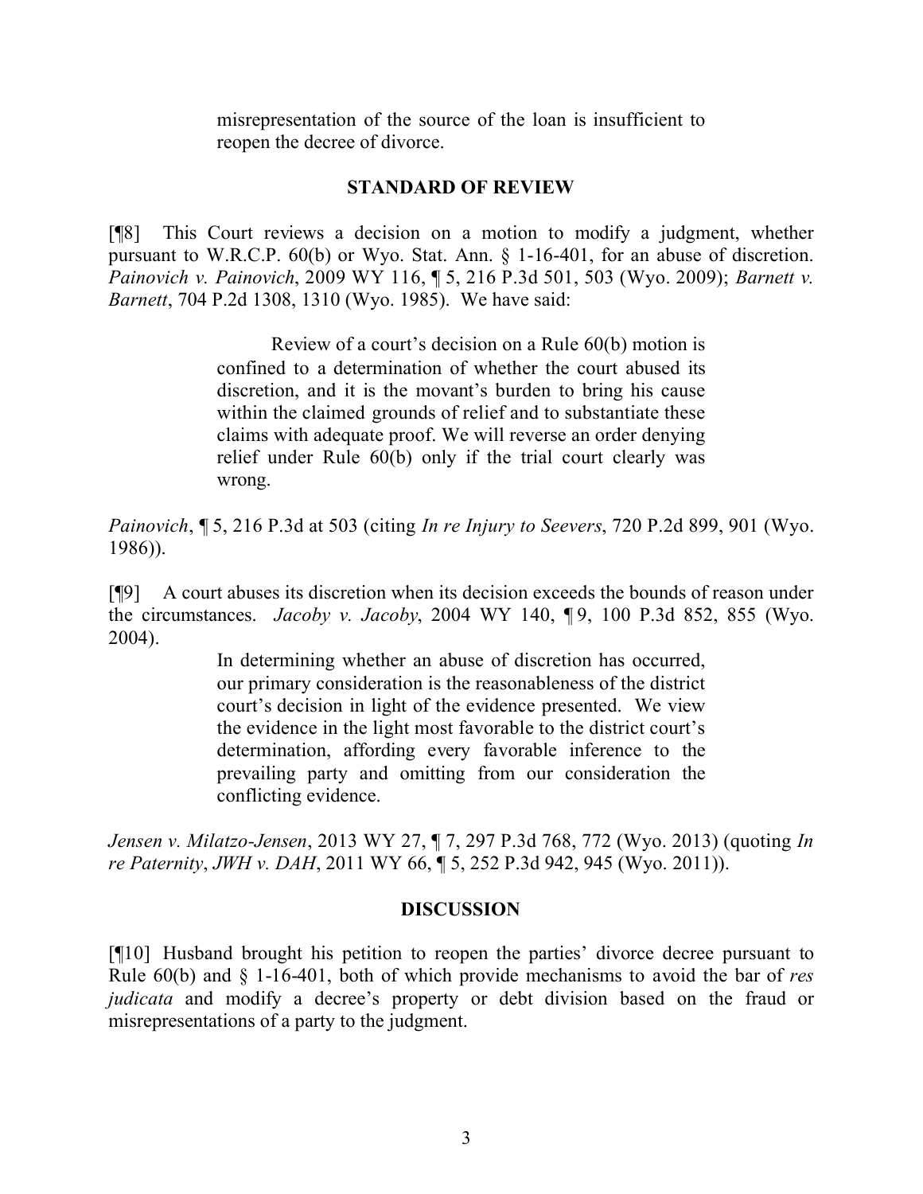> misrepresentation of the source of the loan is insufficient to reopen the decree of divorce.

## STANDARD OF REVIEW

[¶8] This Court reviews a decision on a motion to modify a judgment, whether pursuant to W.R.C.P. 60(b) or Wyo. Stat. Ann. § 1-16-401, for an abuse of discretion. *Painovich v. Painovich*, 2009 WY 116, ¶ 5, 216 P.3d 501, 503 (Wyo. 2009); *Barnett v. Barnett*, 704 P.2d 1308, 1310 (Wyo. 1985). We have said:

> Review of a court's decision on a Rule 60(b) motion is confined to a determination of whether the court abused its discretion, and it is the movant's burden to bring his cause within the claimed grounds of relief and to substantiate these claims with adequate proof. We will reverse an order denying relief under Rule 60(b) only if the trial court clearly was wrong.

*Painovich*, ¶ 5, 216 P.3d at 503 (citing *In re Injury to Seevers*, 720 P.2d 899, 901 (Wyo. 1986)).

[¶9] A court abuses its discretion when its decision exceeds the bounds of reason under the circumstances. *Jacoby v. Jacoby*, 2004 WY 140, ¶ 9, 100 P.3d 852, 855 (Wyo. 2004).

> In determining whether an abuse of discretion has occurred, our primary consideration is the reasonableness of the district court's decision in light of the evidence presented. We view the evidence in the light most favorable to the district court's determination, affording every favorable inference to the prevailing party and omitting from our consideration the conflicting evidence.

*Jensen v. Milatzo-Jensen*, 2013 WY 27, ¶ 7, 297 P.3d 768, 772 (Wyo. 2013) (quoting *In re Paternity*, *JWH v. DAH*, 2011 WY 66, ¶ 5, 252 P.3d 942, 945 (Wyo. 2011)).

## DISCUSSION

[¶10] Husband brought his petition to reopen the parties' divorce decree pursuant to Rule 60(b) and § 1-16-401, both of which provide mechanisms to avoid the bar of *res judicata* and modify a decree's property or debt division based on the fraud or misrepresentations of a party to the judgment.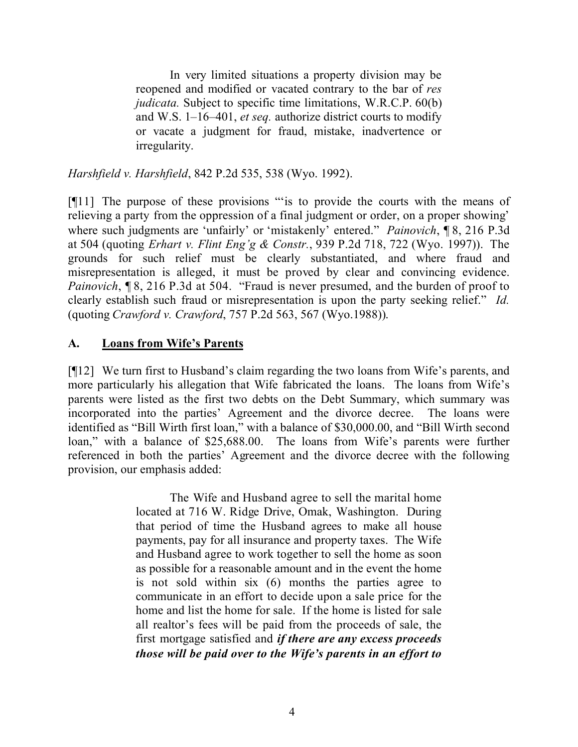> In very limited situations a property division may be reopened and modified or vacated contrary to the bar of *res judicata.* Subject to specific time limitations, W.R.C.P. 60(b) and W.S. 1–16–401, *et seq.* authorize district courts to modify or vacate a judgment for fraud, mistake, inadvertence or irregularity.

*Harshfield v. Harshfield*, 842 P.2d 535, 538 (Wyo. 1992).

[¶11] The purpose of these provisions "'is to provide the courts with the means of relieving a party from the oppression of a final judgment or order, on a proper showing' where such judgments are 'unfairly' or 'mistakenly' entered." *Painovich*, ¶ 8, 216 P.3d at 504 (quoting *Erhart v. Flint Eng'g & Constr.*, 939 P.2d 718, 722 (Wyo. 1997)). The grounds for such relief must be clearly substantiated, and where fraud and misrepresentation is alleged, it must be proved by clear and convincing evidence. *Painovich*, ¶ 8, 216 P.3d at 504. "Fraud is never presumed, and the burden of proof to clearly establish such fraud or misrepresentation is upon the party seeking relief." *Id.* (quoting *Crawford v. Crawford*, 757 P.2d 563, 567 (Wyo.1988)).

## A. Loans from Wife's Parents

[¶12] We turn first to Husband's claim regarding the two loans from Wife's parents, and more particularly his allegation that Wife fabricated the loans. The loans from Wife's parents were listed as the first two debts on the Debt Summary, which summary was incorporated into the parties' Agreement and the divorce decree. The loans were identified as "Bill Wirth first loan," with a balance of $30,000.00, and "Bill Wirth second loan," with a balance of $25,688.00. The loans from Wife's parents were further referenced in both the parties' Agreement and the divorce decree with the following provision, our emphasis added:

> The Wife and Husband agree to sell the marital home located at 716 W. Ridge Drive, Omak, Washington. During that period of time the Husband agrees to make all house payments, pay for all insurance and property taxes. The Wife and Husband agree to work together to sell the home as soon as possible for a reasonable amount and in the event the home is not sold within six (6) months the parties agree to communicate in an effort to decide upon a sale price for the home and list the home for sale. If the home is listed for sale all realtor's fees will be paid from the proceeds of sale, the first mortgage satisfied and ***if there are any excess proceeds those will be paid over to the Wife's parents in an effort to***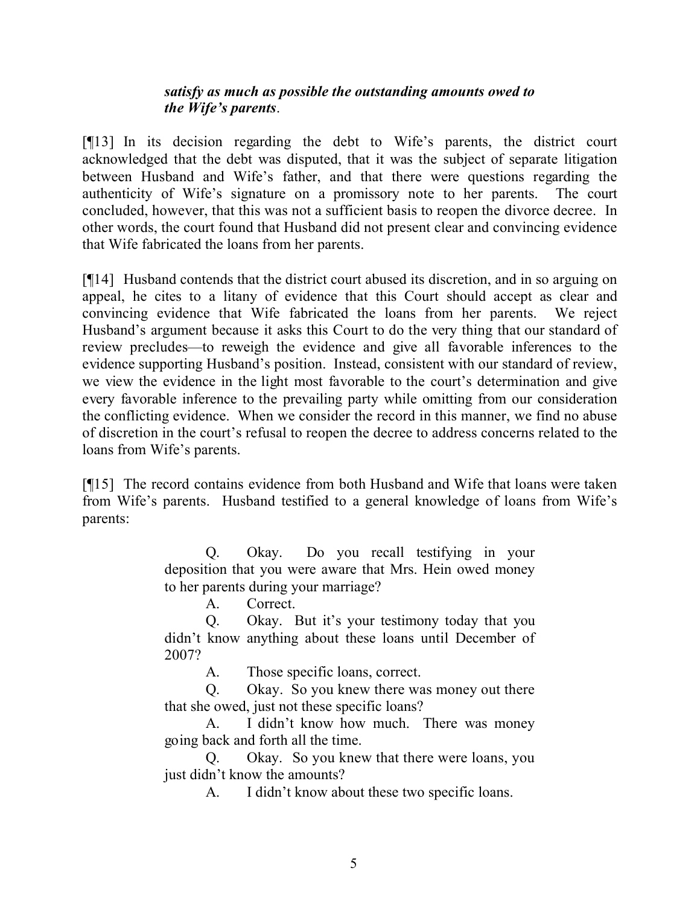> ***satisfy as much as possible the outstanding amounts owed to the Wife's parents***.

[¶13] In its decision regarding the debt to Wife's parents, the district court acknowledged that the debt was disputed, that it was the subject of separate litigation between Husband and Wife's father, and that there were questions regarding the authenticity of Wife's signature on a promissory note to her parents. The court concluded, however, that this was not a sufficient basis to reopen the divorce decree. In other words, the court found that Husband did not present clear and convincing evidence that Wife fabricated the loans from her parents.

[¶14] Husband contends that the district court abused its discretion, and in so arguing on appeal, he cites to a litany of evidence that this Court should accept as clear and convincing evidence that Wife fabricated the loans from her parents. We reject Husband's argument because it asks this Court to do the very thing that our standard of review precludes—to reweigh the evidence and give all favorable inferences to the evidence supporting Husband's position. Instead, consistent with our standard of review, we view the evidence in the light most favorable to the court's determination and give every favorable inference to the prevailing party while omitting from our consideration the conflicting evidence. When we consider the record in this manner, we find no abuse of discretion in the court's refusal to reopen the decree to address concerns related to the loans from Wife's parents.

[¶15] The record contains evidence from both Husband and Wife that loans were taken from Wife's parents. Husband testified to a general knowledge of loans from Wife's parents:

> Q. Okay. Do you recall testifying in your deposition that you were aware that Mrs. Hein owed money to her parents during your marriage?
>
> A. Correct.
>
> Q. Okay. But it's your testimony today that you didn't know anything about these loans until December of 2007?
>
> A. Those specific loans, correct.
>
> Q. Okay. So you knew there was money out there that she owed, just not these specific loans?
>
> A. I didn't know how much. There was money going back and forth all the time.
>
> Q. Okay. So you knew that there were loans, you just didn't know the amounts?
>
> A. I didn't know about these two specific loans.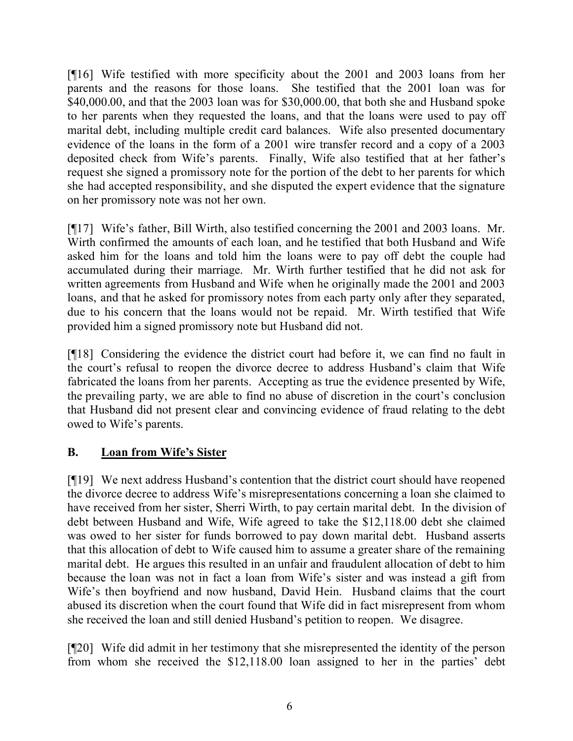[¶16] Wife testified with more specificity about the 2001 and 2003 loans from her parents and the reasons for those loans. She testified that the 2001 loan was for $40,000.00, and that the 2003 loan was for $30,000.00, that both she and Husband spoke to her parents when they requested the loans, and that the loans were used to pay off marital debt, including multiple credit card balances. Wife also presented documentary evidence of the loans in the form of a 2001 wire transfer record and a copy of a 2003 deposited check from Wife's parents. Finally, Wife also testified that at her father's request she signed a promissory note for the portion of the debt to her parents for which she had accepted responsibility, and she disputed the expert evidence that the signature on her promissory note was not her own.

[¶17] Wife's father, Bill Wirth, also testified concerning the 2001 and 2003 loans. Mr. Wirth confirmed the amounts of each loan, and he testified that both Husband and Wife asked him for the loans and told him the loans were to pay off debt the couple had accumulated during their marriage. Mr. Wirth further testified that he did not ask for written agreements from Husband and Wife when he originally made the 2001 and 2003 loans, and that he asked for promissory notes from each party only after they separated, due to his concern that the loans would not be repaid. Mr. Wirth testified that Wife provided him a signed promissory note but Husband did not.

[¶18] Considering the evidence the district court had before it, we can find no fault in the court's refusal to reopen the divorce decree to address Husband's claim that Wife fabricated the loans from her parents. Accepting as true the evidence presented by Wife, the prevailing party, we are able to find no abuse of discretion in the court's conclusion that Husband did not present clear and convincing evidence of fraud relating to the debt owed to Wife's parents.

## B. Loan from Wife's Sister

[¶19] We next address Husband's contention that the district court should have reopened the divorce decree to address Wife's misrepresentations concerning a loan she claimed to have received from her sister, Sherri Wirth, to pay certain marital debt. In the division of debt between Husband and Wife, Wife agreed to take the $12,118.00 debt she claimed was owed to her sister for funds borrowed to pay down marital debt. Husband asserts that this allocation of debt to Wife caused him to assume a greater share of the remaining marital debt. He argues this resulted in an unfair and fraudulent allocation of debt to him because the loan was not in fact a loan from Wife's sister and was instead a gift from Wife's then boyfriend and now husband, David Hein. Husband claims that the court abused its discretion when the court found that Wife did in fact misrepresent from whom she received the loan and still denied Husband's petition to reopen. We disagree.

[¶20] Wife did admit in her testimony that she misrepresented the identity of the person from whom she received the $12,118.00 loan assigned to her in the parties' debt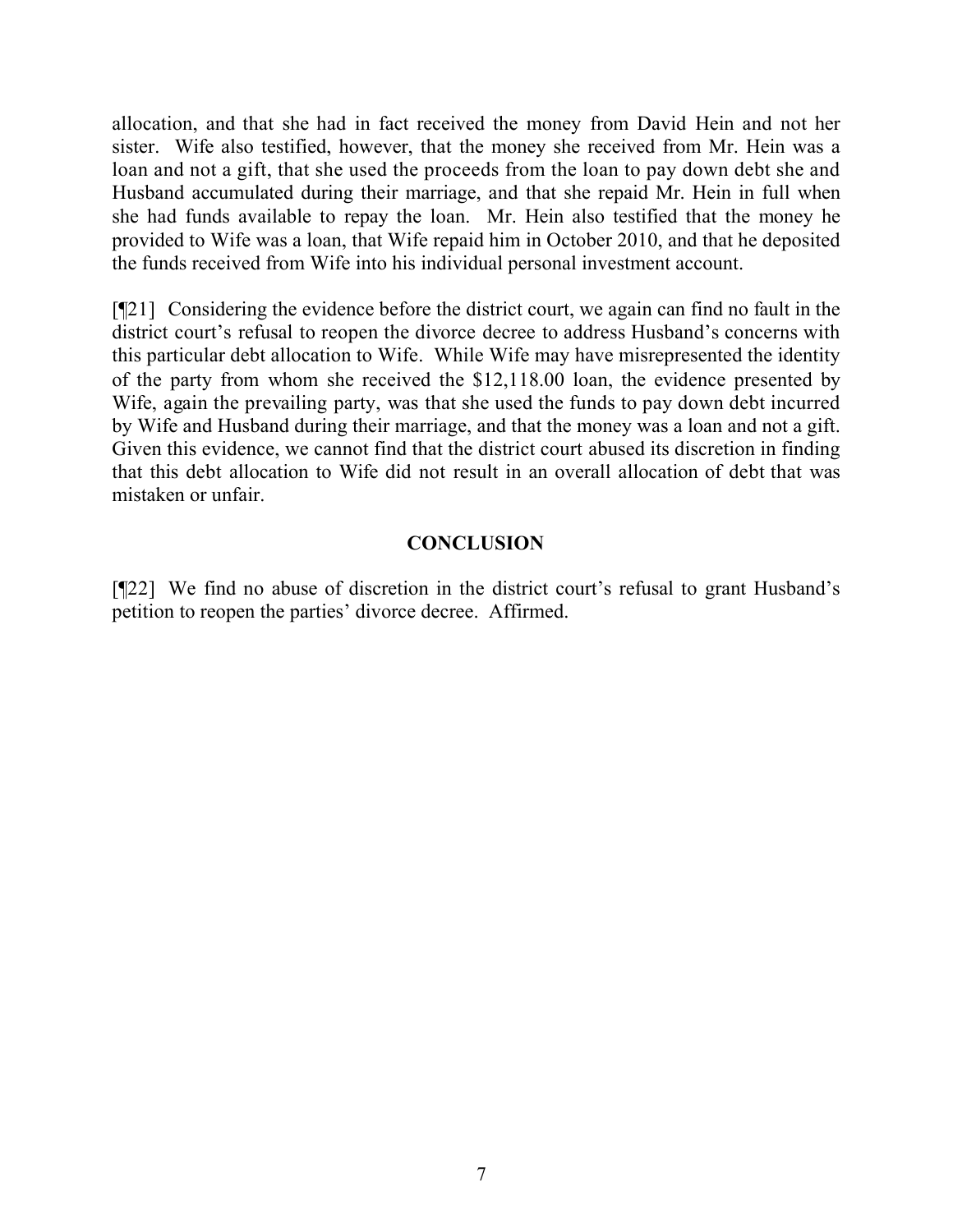allocation, and that she had in fact received the money from David Hein and not her sister. Wife also testified, however, that the money she received from Mr. Hein was a loan and not a gift, that she used the proceeds from the loan to pay down debt she and Husband accumulated during their marriage, and that she repaid Mr. Hein in full when she had funds available to repay the loan. Mr. Hein also testified that the money he provided to Wife was a loan, that Wife repaid him in October 2010, and that he deposited the funds received from Wife into his individual personal investment account.

[¶21] Considering the evidence before the district court, we again can find no fault in the district court's refusal to reopen the divorce decree to address Husband's concerns with this particular debt allocation to Wife. While Wife may have misrepresented the identity of the party from whom she received the $12,118.00 loan, the evidence presented by Wife, again the prevailing party, was that she used the funds to pay down debt incurred by Wife and Husband during their marriage, and that the money was a loan and not a gift. Given this evidence, we cannot find that the district court abused its discretion in finding that this debt allocation to Wife did not result in an overall allocation of debt that was mistaken or unfair.

## CONCLUSION

[¶22] We find no abuse of discretion in the district court's refusal to grant Husband's petition to reopen the parties' divorce decree. Affirmed.